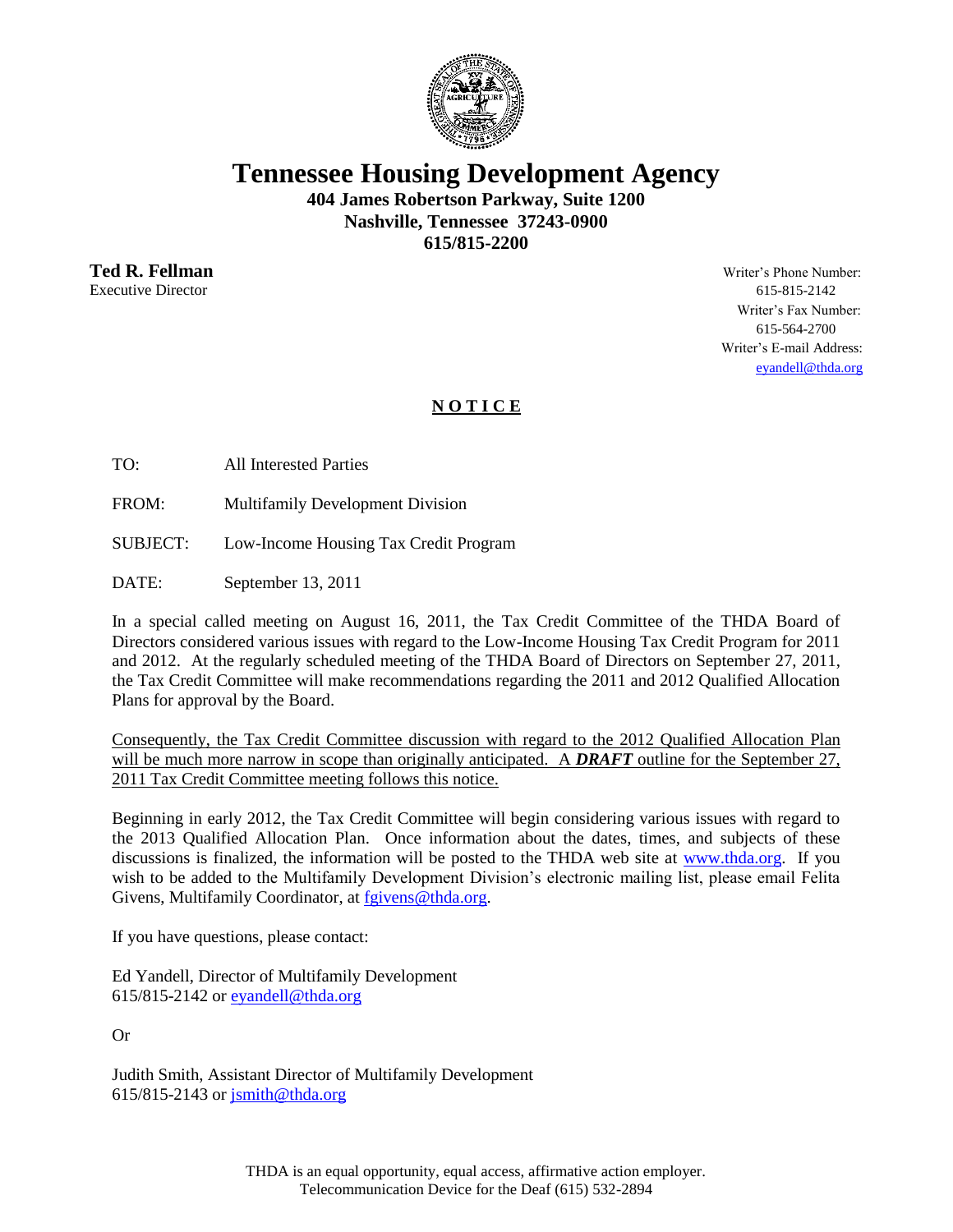# Tennessee Housing Development Agency

**404 James Robertson Parkway, Suite 1200**
**Nashville, Tennessee 37243-0900**
**615/815-2200**

**Ted R. Fellman**
Executive Director

Writer's Phone Number:
615-815-2142
Writer's Fax Number:
615-564-2700
Writer's E-mail Address:
eyandell@thda.org

## N O T I C E

TO: All Interested Parties

FROM: Multifamily Development Division

SUBJECT: Low-Income Housing Tax Credit Program

DATE: September 13, 2011

In a special called meeting on August 16, 2011, the Tax Credit Committee of the THDA Board of Directors considered various issues with regard to the Low-Income Housing Tax Credit Program for 2011 and 2012. At the regularly scheduled meeting of the THDA Board of Directors on September 27, 2011, the Tax Credit Committee will make recommendations regarding the 2011 and 2012 Qualified Allocation Plans for approval by the Board.

Consequently, the Tax Credit Committee discussion with regard to the 2012 Qualified Allocation Plan will be much more narrow in scope than originally anticipated. A ***DRAFT*** outline for the September 27, 2011 Tax Credit Committee meeting follows this notice.

Beginning in early 2012, the Tax Credit Committee will begin considering various issues with regard to the 2013 Qualified Allocation Plan. Once information about the dates, times, and subjects of these discussions is finalized, the information will be posted to the THDA web site at www.thda.org. If you wish to be added to the Multifamily Development Division's electronic mailing list, please email Felita Givens, Multifamily Coordinator, at fgivens@thda.org.

If you have questions, please contact:

Ed Yandell, Director of Multifamily Development
615/815-2142 or eyandell@thda.org

Or

Judith Smith, Assistant Director of Multifamily Development
615/815-2143 or jsmith@thda.org

THDA is an equal opportunity, equal access, affirmative action employer.
Telecommunication Device for the Deaf (615) 532-2894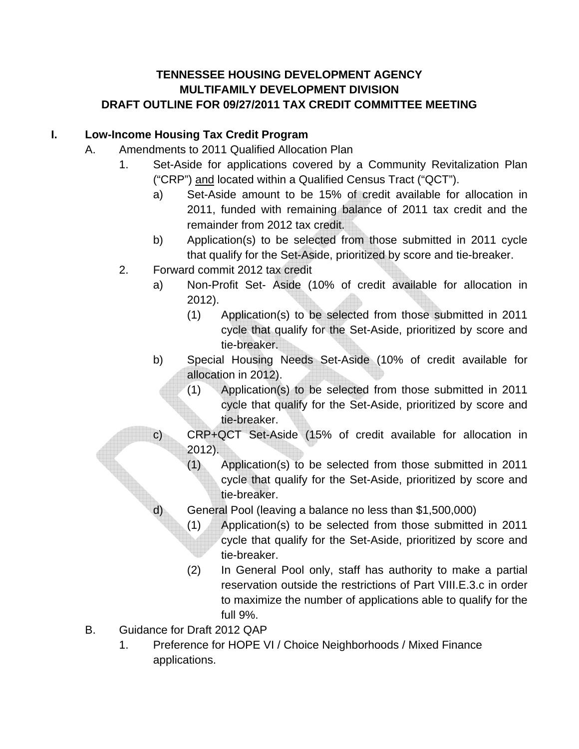**TENNESSEE HOUSING DEVELOPMENT AGENCY**
**MULTIFAMILY DEVELOPMENT DIVISION**
**DRAFT OUTLINE FOR 09/27/2011 TAX CREDIT COMMITTEE MEETING**

## I. Low-Income Housing Tax Credit Program

A. Amendments to 2011 Qualified Allocation Plan

1. Set-Aside for applications covered by a Community Revitalization Plan ("CRP") <u>and</u> located within a Qualified Census Tract ("QCT").
   - a) Set-Aside amount to be 15% of credit available for allocation in 2011, funded with remaining balance of 2011 tax credit and the remainder from 2012 tax credit.
   - b) Application(s) to be selected from those submitted in 2011 cycle that qualify for the Set-Aside, prioritized by score and tie-breaker.
2. Forward commit 2012 tax credit
   - a) Non-Profit Set- Aside (10% of credit available for allocation in 2012).
     - (1) Application(s) to be selected from those submitted in 2011 cycle that qualify for the Set-Aside, prioritized by score and tie-breaker.
   - b) Special Housing Needs Set-Aside (10% of credit available for allocation in 2012).
     - (1) Application(s) to be selected from those submitted in 2011 cycle that qualify for the Set-Aside, prioritized by score and tie-breaker.
   - c) CRP+QCT Set-Aside (15% of credit available for allocation in 2012).
     - (1) Application(s) to be selected from those submitted in 2011 cycle that qualify for the Set-Aside, prioritized by score and tie-breaker.
   - d) General Pool (leaving a balance no less than $1,500,000)
     - (1) Application(s) to be selected from those submitted in 2011 cycle that qualify for the Set-Aside, prioritized by score and tie-breaker.
     - (2) In General Pool only, staff has authority to make a partial reservation outside the restrictions of Part VIII.E.3.c in order to maximize the number of applications able to qualify for the full 9%.

B. Guidance for Draft 2012 QAP

1. Preference for HOPE VI / Choice Neighborhoods / Mixed Finance applications.